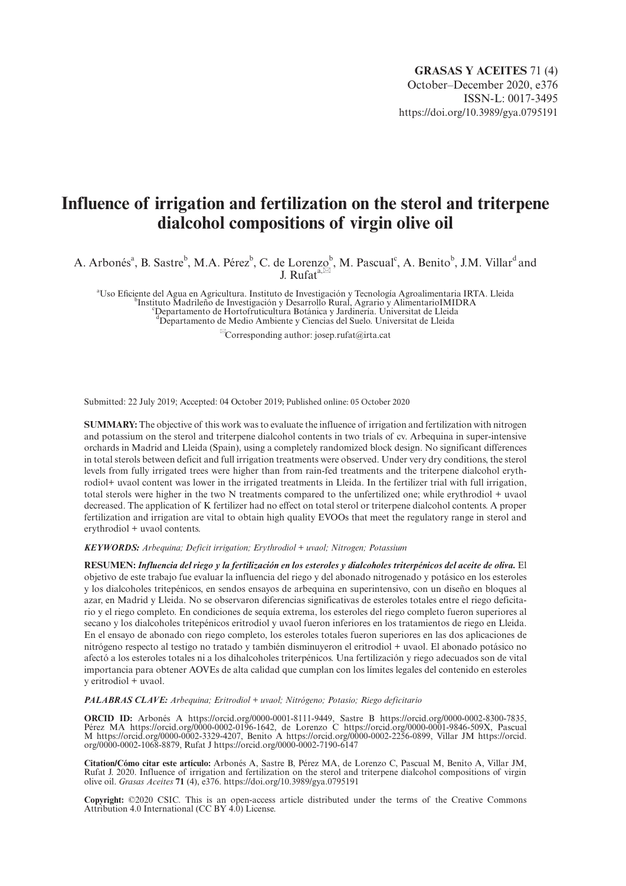GRASAS Y ACEITES 71 (4)
October–December 2020, e376
ISSN-L: 0017-3495
https://doi.org/10.3989/gya.0795191

# Influence of irrigation and fertilization on the sterol and triterpene dialcohol compositions of virgin olive oil

A. Arbonés[a], B. Sastre[b], M.A. Pérez[b], C. de Lorenzo[b], M. Pascual[c], A. Benito[b], J.M. Villar[d] and J. Rufat[a,✉]

[a]Uso Eficiente del Agua en Agricultura. Instituto de Investigación y Tecnología Agroalimentaria IRTA. Lleida
[b]Instituto Madrileño de Investigación y Desarrollo Rural, Agrario y AlimentarioIMIDRA
[c]Departamento de Hortofruticultura Botánica y Jardinería. Universitat de Lleida
[d]Departamento de Medio Ambiente y Ciencias del Suelo. Universitat de Lleida

[✉]Corresponding author: josep.rufat@irta.cat

Submitted: 22 July 2019; Accepted: 04 October 2019; Published online: 05 October 2020

**SUMMARY:** The objective of this work was to evaluate the influence of irrigation and fertilization with nitrogen and potassium on the sterol and triterpene dialcohol contents in two trials of cv. Arbequina in super-intensive orchards in Madrid and Lleida (Spain), using a completely randomized block design. No significant differences in total sterols between deficit and full irrigation treatments were observed. Under very dry conditions, the sterol levels from fully irrigated trees were higher than from rain-fed treatments and the triterpene dialcohol erythrodiol+ uvaol content was lower in the irrigated treatments in Lleida. In the fertilizer trial with full irrigation, total sterols were higher in the two N treatments compared to the unfertilized one; while erythrodiol + uvaol decreased. The application of K fertilizer had no effect on total sterol or triterpene dialcohol contents. A proper fertilization and irrigation are vital to obtain high quality EVOOs that meet the regulatory range in sterol and erythrodiol + uvaol contents.

***KEYWORDS:*** *Arbequina; Deficit irrigation; Erythrodiol + uvaol; Nitrogen; Potassium*

**RESUMEN:** ***Influencia del riego y la fertilización en los esteroles y dialcoholes triterpénicos del aceite de oliva.*** El objetivo de este trabajo fue evaluar la influencia del riego y del abonado nitrogenado y potásico en los esteroles y los dialcoholes tritepénicos, en sendos ensayos de arbequina en superintensivo, con un diseño en bloques al azar, en Madrid y Lleida. No se observaron diferencias significativas de esteroles totales entre el riego deficitario y el riego completo. En condiciones de sequía extrema, los esteroles del riego completo fueron superiores al secano y los dialcoholes tritepénicos eritrodiol y uvaol fueron inferiores en los tratamientos de riego en Lleida. En el ensayo de abonado con riego completo, los esteroles totales fueron superiores en las dos aplicaciones de nitrógeno respecto al testigo no tratado y también disminuyeron el eritrodiol + uvaol. El abonado potásico no afectó a los esteroles totales ni a los dihalcoholes triterpénicos. Una fertilización y riego adecuados son de vital importancia para obtener AOVEs de alta calidad que cumplan con los límites legales del contenido en esteroles y eritrodiol + uvaol.

***PALABRAS CLAVE:*** *Arbequina; Eritrodiol + uvaol; Nitrógeno; Potasio; Riego deficitario*

**ORCID ID:** Arbonés A https://orcid.org/0000-0001-8111-9449, Sastre B https://orcid.org/0000-0002-8300-7835, Pérez MA https://orcid.org/0000-0002-0196-1642, de Lorenzo C https://orcid.org/0000-0001-9846-509X, Pascual M https://orcid.org/0000-0002-3329-4207, Benito A https://orcid.org/0000-0002-2256-0899, Villar JM https://orcid.org/0000-0002-1068-8879, Rufat J https://orcid.org/0000-0002-7190-6147

**Citation/Cómo citar este artículo:** Arbonés A, Sastre B, Pérez MA, de Lorenzo C, Pascual M, Benito A, Villar JM, Rufat J. 2020. Influence of irrigation and fertilization on the sterol and triterpene dialcohol compositions of virgin olive oil. *Grasas Aceites* **71** (4), e376. https://doi.org/10.3989/gya.0795191

**Copyright:** ©2020 CSIC. This is an open-access article distributed under the terms of the Creative Commons Attribution 4.0 International (CC BY 4.0) License.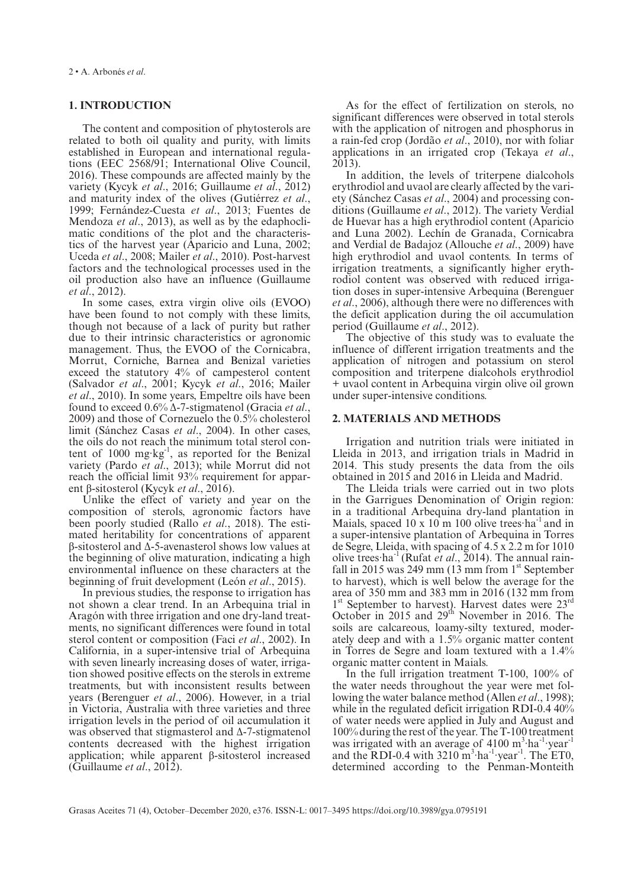## 1. INTRODUCTION

The content and composition of phytosterols are related to both oil quality and purity, with limits established in European and international regulations (EEC 2568/91; International Olive Council, 2016). These compounds are affected mainly by the variety (Kycyk *et al*., 2016; Guillaume *et al*., 2012) and maturity index of the olives (Gutiérrez *et al*., 1999; Fernández-Cuesta *et al*., 2013; Fuentes de Mendoza *et al*., 2013), as well as by the edaphoclimatic conditions of the plot and the characteristics of the harvest year (Aparicio and Luna, 2002; Uceda *et al*., 2008; Mailer *et al*., 2010). Post-harvest factors and the technological processes used in the oil production also have an influence (Guillaume *et al*., 2012).

In some cases, extra virgin olive oils (EVOO) have been found to not comply with these limits, though not because of a lack of purity but rather due to their intrinsic characteristics or agronomic management. Thus, the EVOO of the Cornicabra, Morrut, Corniche, Barnea and Benizal varieties exceed the statutory 4% of campesterol content (Salvador *et al*., 2001; Kycyk *et al*., 2016; Mailer *et al*., 2010). In some years, Empeltre oils have been found to exceed 0.6% Δ-7-stigmatenol (Gracia *et al*., 2009) and those of Cornezuelo the 0.5% cholesterol limit (Sánchez Casas *et al*., 2004). In other cases, the oils do not reach the minimum total sterol content of 1000 mg·kg$^{-1}$, as reported for the Benizal variety (Pardo *et al*., 2013); while Morrut did not reach the official limit 93% requirement for apparent β-sitosterol (Kycyk *et al*., 2016).

Unlike the effect of variety and year on the composition of sterols, agronomic factors have been poorly studied (Rallo *et al*., 2018). The estimated heritability for concentrations of apparent β-sitosterol and Δ-5-avenasterol shows low values at the beginning of olive maturation, indicating a high environmental influence on these characters at the beginning of fruit development (León *et al*., 2015).

In previous studies, the response to irrigation has not shown a clear trend. In an Arbequina trial in Aragón with three irrigation and one dry-land treatments, no significant differences were found in total sterol content or composition (Faci *et al*., 2002). In California, in a super-intensive trial of Arbequina with seven linearly increasing doses of water, irrigation showed positive effects on the sterols in extreme treatments, but with inconsistent results between years (Berenguer *et al*., 2006). However, in a trial in Victoria, Australia with three varieties and three irrigation levels in the period of oil accumulation it was observed that stigmasterol and Δ-7-stigmatenol contents decreased with the highest irrigation application; while apparent β-sitosterol increased (Guillaume *et al*., 2012).

As for the effect of fertilization on sterols, no significant differences were observed in total sterols with the application of nitrogen and phosphorus in a rain-fed crop (Jordão *et al*., 2010), nor with foliar applications in an irrigated crop (Tekaya *et al*., 2013).

In addition, the levels of triterpene dialcohols erythrodiol and uvaol are clearly affected by the variety (Sánchez Casas *et al*., 2004) and processing conditions (Guillaume *et al*., 2012). The variety Verdial de Huevar has a high erythrodiol content (Aparicio and Luna 2002). Lechín de Granada, Cornicabra and Verdial de Badajoz (Allouche *et al*., 2009) have high erythrodiol and uvaol contents. In terms of irrigation treatments, a significantly higher erythrodiol content was observed with reduced irrigation doses in super-intensive Arbequina (Berenguer *et al*., 2006), although there were no differences with the deficit application during the oil accumulation period (Guillaume *et al*., 2012).

The objective of this study was to evaluate the influence of different irrigation treatments and the application of nitrogen and potassium on sterol composition and triterpene dialcohols erythrodiol + uvaol content in Arbequina virgin olive oil grown under super-intensive conditions.

## 2. MATERIALS AND METHODS

Irrigation and nutrition trials were initiated in Lleida in 2013, and irrigation trials in Madrid in 2014. This study presents the data from the oils obtained in 2015 and 2016 in Lleida and Madrid.

The Lleida trials were carried out in two plots in the Garrigues Denomination of Origin region: in a traditional Arbequina dry-land plantation in Maials, spaced 10 x 10 m 100 olive trees·ha$^{-1}$ and in a super-intensive plantation of Arbequina in Torres de Segre, Lleida, with spacing of 4.5 x 2.2 m for 1010 olive trees·ha$^{-1}$ (Rufat *et al*., 2014). The annual rainfall in 2015 was 249 mm (13 mm from 1st September to harvest), which is well below the average for the area of 350 mm and 383 mm in 2016 (132 mm from 1st September to harvest). Harvest dates were 23rd October in 2015 and 29th November in 2016. The soils are calcareous, loamy-silty textured, moderately deep and with a 1.5% organic matter content in Torres de Segre and loam textured with a 1.4% organic matter content in Maials.

In the full irrigation treatment T-100, 100% of the water needs throughout the year were met following the water balance method (Allen *et al*., 1998); while in the regulated deficit irrigation RDI-0.4 40% of water needs were applied in July and August and 100% during the rest of the year. The T-100 treatment was irrigated with an average of 4100 m$^{3}$·ha$^{-1}$·year$^{-1}$ and the RDI-0.4 with 3210 m$^{3}$·ha$^{-1}$·year$^{-1}$. The ET0, determined according to the Penman-Monteith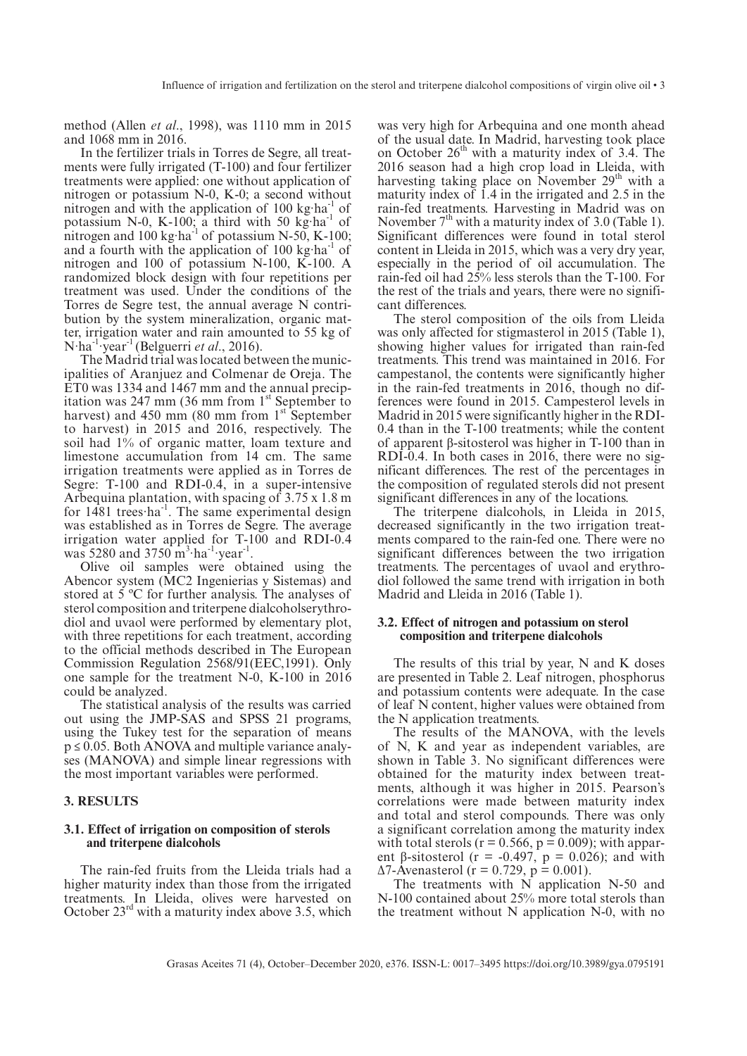method (Allen *et al*., 1998), was 1110 mm in 2015 and 1068 mm in 2016.

In the fertilizer trials in Torres de Segre, all treatments were fully irrigated (T-100) and four fertilizer treatments were applied: one without application of nitrogen or potassium N-0, K-0; a second without nitrogen and with the application of 100 $kg \cdot ha^{-1}$ of potassium N-0, K-100; a third with 50 $kg \cdot ha^{-1}$ of nitrogen and 100 $kg \cdot ha^{-1}$ of potassium N-50, K-100; and a fourth with the application of 100 $kg \cdot ha^{-1}$ of nitrogen and 100 of potassium N-100, K-100. A randomized block design with four repetitions per treatment was used. Under the conditions of the Torres de Segre test, the annual average N contribution by the system mineralization, organic matter, irrigation water and rain amounted to 55 kg of $N \cdot ha^{-1} \cdot year^{-1}$ (Belguerri *et al*., 2016).

The Madrid trial was located between the municipalities of Aranjuez and Colmenar de Oreja. The ET0 was 1334 and 1467 mm and the annual precipitation was 247 mm (36 mm from 1st September to harvest) and 450 mm (80 mm from 1st September to harvest) in 2015 and 2016, respectively. The soil had 1% of organic matter, loam texture and limestone accumulation from 14 cm. The same irrigation treatments were applied as in Torres de Segre: T-100 and RDI-0.4, in a super-intensive Arbequina plantation, with spacing of 3.75 x 1.8 m for 1481 $trees \cdot ha^{-1}$. The same experimental design was established as in Torres de Segre. The average irrigation water applied for T-100 and RDI-0.4 was 5280 and 3750 $m^3 \cdot ha^{-1} \cdot year^{-1}$.

Olive oil samples were obtained using the Abencor system (MC2 Ingenierias y Sistemas) and stored at 5 ºC for further analysis. The analyses of sterol composition and triterpene dialcoholserythrodiol and uvaol were performed by elementary plot, with three repetitions for each treatment, according to the official methods described in The European Commission Regulation 2568/91(EEC,1991). Only one sample for the treatment N-0, K-100 in 2016 could be analyzed.

The statistical analysis of the results was carried out using the JMP-SAS and SPSS 21 programs, using the Tukey test for the separation of means $p \leq 0.05$. Both ANOVA and multiple variance analyses (MANOVA) and simple linear regressions with the most important variables were performed.

## 3. RESULTS

### 3.1. Effect of irrigation on composition of sterols and triterpene dialcohols

The rain-fed fruits from the Lleida trials had a higher maturity index than those from the irrigated treatments. In Lleida, olives were harvested on October 23rd with a maturity index above 3.5, which was very high for Arbequina and one month ahead of the usual date. In Madrid, harvesting took place on October 26th with a maturity index of 3.4. The 2016 season had a high crop load in Lleida, with harvesting taking place on November 29th with a maturity index of 1.4 in the irrigated and 2.5 in the rain-fed treatments. Harvesting in Madrid was on November 7th with a maturity index of 3.0 (Table 1). Significant differences were found in total sterol content in Lleida in 2015, which was a very dry year, especially in the period of oil accumulation. The rain-fed oil had 25% less sterols than the T-100. For the rest of the trials and years, there were no significant differences.

The sterol composition of the oils from Lleida was only affected for stigmasterol in 2015 (Table 1), showing higher values for irrigated than rain-fed treatments. This trend was maintained in 2016. For campestanol, the contents were significantly higher in the rain-fed treatments in 2016, though no differences were found in 2015. Campesterol levels in Madrid in 2015 were significantly higher in the RDI-0.4 than in the T-100 treatments; while the content of apparent β-sitosterol was higher in T-100 than in RDI-0.4. In both cases in 2016, there were no significant differences. The rest of the percentages in the composition of regulated sterols did not present significant differences in any of the locations.

The triterpene dialcohols, in Lleida in 2015, decreased significantly in the two irrigation treatments compared to the rain-fed one. There were no significant differences between the two irrigation treatments. The percentages of uvaol and erythrodiol followed the same trend with irrigation in both Madrid and Lleida in 2016 (Table 1).

### 3.2. Effect of nitrogen and potassium on sterol composition and triterpene dialcohols

The results of this trial by year, N and K doses are presented in Table 2. Leaf nitrogen, phosphorus and potassium contents were adequate. In the case of leaf N content, higher values were obtained from the N application treatments.

The results of the MANOVA, with the levels of N, K and year as independent variables, are shown in Table 3. No significant differences were obtained for the maturity index between treatments, although it was higher in 2015. Pearson's correlations were made between maturity index and total and sterol compounds. There was only a significant correlation among the maturity index with total sterols ($r = 0.566$, $p = 0.009$); with apparent β-sitosterol ($r = -0.497$, $p = 0.026$); and with Δ7-Avenasterol ($r = 0.729$, $p = 0.001$).

The treatments with N application N-50 and N-100 contained about 25% more total sterols than the treatment without N application N-0, with no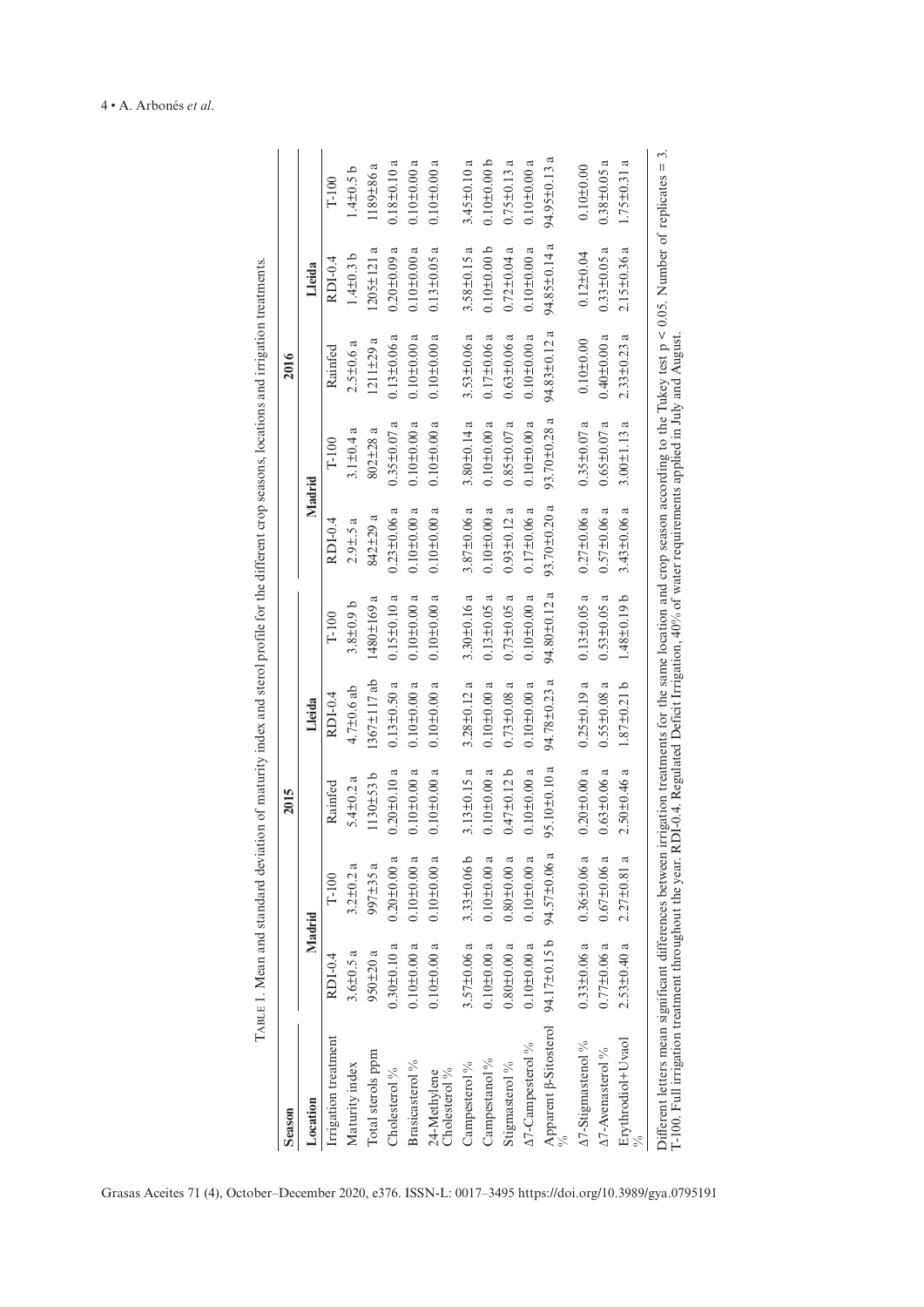Table 1. Mean and standard deviation of maturity index and sterol profile for the different crop seasons, locations and irrigation treatments.

| Season | 2015 | | | | | 2016 | | | | |
|---|---|---|---|---|---|---|---|---|---|---|
| Location | Madrid | | Lleida | | | Madrid | | Lleida | | |
| Irrigation treatment | RDI-0.4 | T-100 | Rainfed | RDI-0.4 | T-100 | RDI-0.4 | T-100 | Rainfed | RDI-0.4 | T-100 |
| Maturity index | 3.6±0.5 a | 3.2±0.2 a | 5.4±0.2 a | 4.7±0.6 ab | 3.8±0.9 b | 2.9±.5 a | 3.1±0.4 a | 2.5±0.6 a | 1.4±0.3 b | 1.4±0.5 b |
| Total sterols ppm | 950±20 a | 997±35 a | 1130±53 b | 1367±117 ab | 1480±169 a | 842±29 a | 802±28 a | 1211±29 a | 1205±121 a | 1189±86 a |
| Cholesterol % | 0.30±0.10 a | 0.20±0.00 a | 0.20±0.10 a | 0.13±0.50 a | 0.15±0.10 a | 0.23±0.06 a | 0.35±0.07 a | 0.13±0.06 a | 0.20±0.09 a | 0.18±0.10 a |
| Brasicasterol % | 0.10±0.00 a | 0.10±0.00 a | 0.10±0.00 a | 0.10±0.00 a | 0.10±0.00 a | 0.10±0.00 a | 0.10±0.00 a | 0.10±0.00 a | 0.10±0.00 a | 0.10±0.00 a |
| 24-Methylene Cholesterol % | 0.10±0.00 a | 0.10±0.00 a | 0.10±0.00 a | 0.10±0.00 a | 0.10±0.00 a | 0.10±0.00 a | 0.10±0.00 a | 0.10±0.00 a | 0.13±0.05 a | 0.10±0.00 a |
| Campesterol % | 3.57±0.06 a | 3.33±0.06 b | 3.13±0.15 a | 3.28±0.12 a | 3.30±0.16 a | 3.87±0.06 a | 3.80±0.14 a | 3.53±0.06 a | 3.58±0.15 a | 3.45±0.10 a |
| Campestanol % | 0.10±0.00 a | 0.10±0.00 a | 0.10±0.00 a | 0.10±0.00 a | 0.13±0.05 a | 0.10±0.00 a | 0.10±0.00 a | 0.17±0.06 a | 0.10±0.00 b | 0.10±0.00 b |
| Stigmasterol % | 0.80±0.00 a | 0.80±0.00 a | 0.47±0.12 b | 0.73±0.08 a | 0.73±0.05 a | 0.93±0.12 a | 0.85±0.07 a | 0.63±0.06 a | 0.72±0.04 a | 0.75±0.13 a |
| Δ7-Campesterol % | 0.10±0.00 a | 0.10±0.00 a | 0.10±0.00 a | 0.10±0.00 a | 0.10±0.00 a | 0.17±0.06 a | 0.10±0.00 a | 0.10±0.00 a | 0.10±0.00 a | 0.10±0.00 a |
| Apparent β-Sitosterol % | 94.17±0.15 b | 94.57±0.06 a | 95.10±0.10 a | 94.78±0.23 a | 94.80±0.12 a | 93.70±0.20 a | 93.70±0.28 a | 94.83±0.12 a | 94.85±0.14 a | 94.95±0.13 a |
| Δ7-Stigmastenol % | 0.33±0.06 a | 0.36±0.06 a | 0.20±0.00 a | 0.25±0.19 a | 0.13±0.05 a | 0.27±0.06 a | 0.35±0.07 a | 0.10±0.00 | 0.12±0.04 | 0.10±0.00 |
| Δ7-Avenasterol % | 0.77±0.06 a | 0.67±0.06 a | 0.63±0.06 a | 0.55±0.08 a | 0.53±0.05 a | 0.57±0.06 a | 0.65±0.07 a | 0.40±0.00 a | 0.33±0.05 a | 0.38±0.05 a |
| Erythrodiol+Uvaol % | 2.53±0.40 a | 2.27±0.81 a | 2.50±0.46 a | 1.87±0.21 b | 1.48±0.19 b | 3.43±0.06 a | 3.00±1.13 a | 2.33±0.23 a | 2.15±0.36 a | 1.75±0.31 a |

Different letters mean significant differences between irrigation treatments for the same location and crop season according to the Tukey test $p < 0.05$. Number of replicates = 3. T-100. Full irrigation treatment throughout the year. RDI-0.4. Regulated Deficit Irrigation, 40% of water requirements applied in July and August.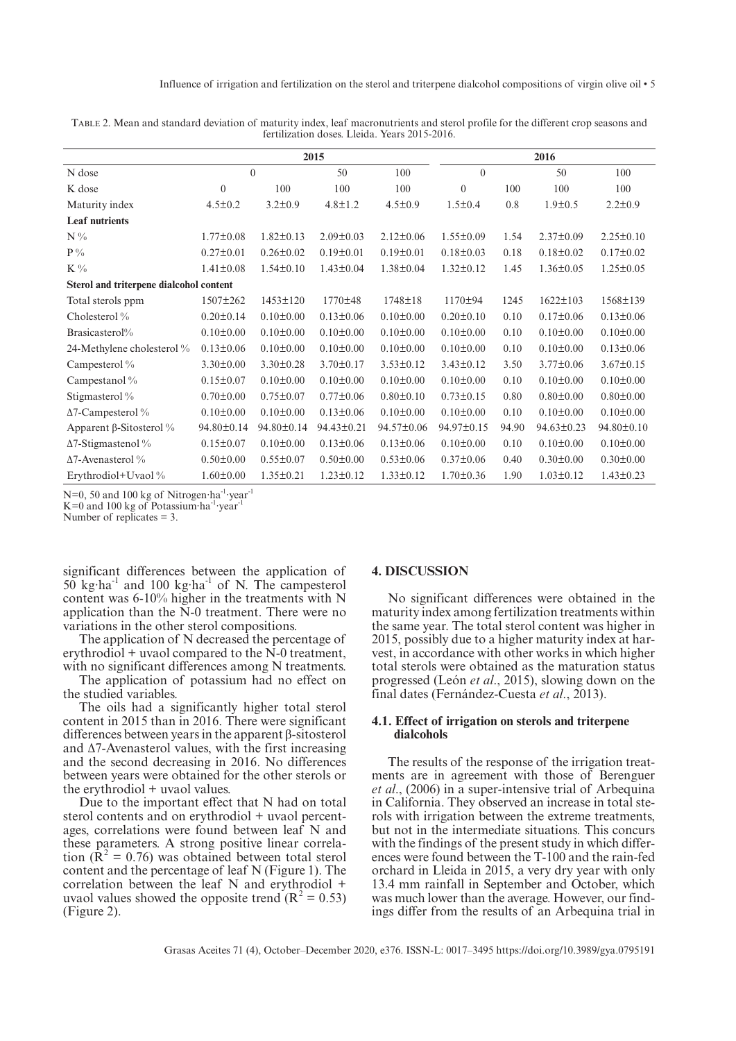Table 2. Mean and standard deviation of maturity index, leaf macronutrients and sterol profile for the different crop seasons and fertilization doses. Lleida. Years 2015-2016.

| | 2015 | | | | 2016 | | | |
|---|---|---|---|---|---|---|---|---|
| N dose | 0 | | 50 | 100 | 0 | | 50 | 100 |
| K dose | 0 | 100 | 100 | 100 | 0 | 100 | 100 | 100 |
| Maturity index | 4.5±0.2 | 3.2±0.9 | 4.8±1.2 | 4.5±0.9 | 1.5±0.4 | 0.8 | 1.9±0.5 | 2.2±0.9 |
| **Leaf nutrients** | | | | | | | | |
| N % | 1.77±0.08 | 1.82±0.13 | 2.09±0.03 | 2.12±0.06 | 1.55±0.09 | 1.54 | 2.37±0.09 | 2.25±0.10 |
| P % | 0.27±0.01 | 0.26±0.02 | 0.19±0.01 | 0.19±0.01 | 0.18±0.03 | 0.18 | 0.18±0.02 | 0.17±0.02 |
| K % | 1.41±0.08 | 1.54±0.10 | 1.43±0.04 | 1.38±0.04 | 1.32±0.12 | 1.45 | 1.36±0.05 | 1.25±0.05 |
| **Sterol and triterpene dialcohol content** | | | | | | | | |
| Total sterols ppm | 1507±262 | 1453±120 | 1770±48 | 1748±18 | 1170±94 | 1245 | 1622±103 | 1568±139 |
| Cholesterol % | 0.20±0.14 | 0.10±0.00 | 0.13±0.06 | 0.10±0.00 | 0.20±0.10 | 0.10 | 0.17±0.06 | 0.13±0.06 |
| Brasicasterol% | 0.10±0.00 | 0.10±0.00 | 0.10±0.00 | 0.10±0.00 | 0.10±0.00 | 0.10 | 0.10±0.00 | 0.10±0.00 |
| 24-Methylene cholesterol % | 0.13±0.06 | 0.10±0.00 | 0.10±0.00 | 0.10±0.00 | 0.10±0.00 | 0.10 | 0.10±0.00 | 0.13±0.06 |
| Campesterol % | 3.30±0.00 | 3.30±0.28 | 3.70±0.17 | 3.53±0.12 | 3.43±0.12 | 3.50 | 3.77±0.06 | 3.67±0.15 |
| Campestanol % | 0.15±0.07 | 0.10±0.00 | 0.10±0.00 | 0.10±0.00 | 0.10±0.00 | 0.10 | 0.10±0.00 | 0.10±0.00 |
| Stigmasterol % | 0.70±0.00 | 0.75±0.07 | 0.77±0.06 | 0.80±0.10 | 0.73±0.15 | 0.80 | 0.80±0.00 | 0.80±0.00 |
| Δ7-Campesterol % | 0.10±0.00 | 0.10±0.00 | 0.13±0.06 | 0.10±0.00 | 0.10±0.00 | 0.10 | 0.10±0.00 | 0.10±0.00 |
| Apparent β-Sitosterol % | 94.80±0.14 | 94.80±0.14 | 94.43±0.21 | 94.57±0.06 | 94.97±0.15 | 94.90 | 94.63±0.23 | 94.80±0.10 |
| Δ7-Stigmastenol % | 0.15±0.07 | 0.10±0.00 | 0.13±0.06 | 0.13±0.06 | 0.10±0.00 | 0.10 | 0.10±0.00 | 0.10±0.00 |
| Δ7-Avenasterol % | 0.50±0.00 | 0.55±0.07 | 0.50±0.00 | 0.53±0.06 | 0.37±0.06 | 0.40 | 0.30±0.00 | 0.30±0.00 |
| Erythrodiol+Uvaol % | 1.60±0.00 | 1.35±0.21 | 1.23±0.12 | 1.33±0.12 | 1.70±0.36 | 1.90 | 1.03±0.12 | 1.43±0.23 |

N=0, 50 and 100 kg of Nitrogen·ha$^{-1}$·year$^{-1}$
K=0 and 100 kg of Potassium·ha$^{-1}$·year$^{-1}$
Number of replicates = 3.

significant differences between the application of 50 kg·ha$^{-1}$ and 100 kg·ha$^{-1}$ of N. The campesterol content was 6-10% higher in the treatments with N application than the N-0 treatment. There were no variations in the other sterol compositions.

The application of N decreased the percentage of erythrodiol + uvaol compared to the N-0 treatment, with no significant differences among N treatments.

The application of potassium had no effect on the studied variables.

The oils had a significantly higher total sterol content in 2015 than in 2016. There were significant differences between years in the apparent β-sitosterol and Δ7-Avenasterol values, with the first increasing and the second decreasing in 2016. No differences between years were obtained for the other sterols or the erythrodiol + uvaol values.

Due to the important effect that N had on total sterol contents and on erythrodiol + uvaol percentages, correlations were found between leaf N and these parameters. A strong positive linear correlation ($R^2$ = 0.76) was obtained between total sterol content and the percentage of leaf N (Figure 1). The correlation between the leaf N and erythrodiol + uvaol values showed the opposite trend ($R^2$ = 0.53) (Figure 2).

## 4. DISCUSSION

No significant differences were obtained in the maturity index among fertilization treatments within the same year. The total sterol content was higher in 2015, possibly due to a higher maturity index at harvest, in accordance with other works in which higher total sterols were obtained as the maturation status progressed (León *et al*., 2015), slowing down on the final dates (Fernández-Cuesta *et al*., 2013).

### 4.1. Effect of irrigation on sterols and triterpene dialcohols

The results of the response of the irrigation treatments are in agreement with those of Berenguer *et al*., (2006) in a super-intensive trial of Arbequina in California. They observed an increase in total sterols with irrigation between the extreme treatments, but not in the intermediate situations. This concurs with the findings of the present study in which differences were found between the T-100 and the rain-fed orchard in Lleida in 2015, a very dry year with only 13.4 mm rainfall in September and October, which was much lower than the average. However, our findings differ from the results of an Arbequina trial in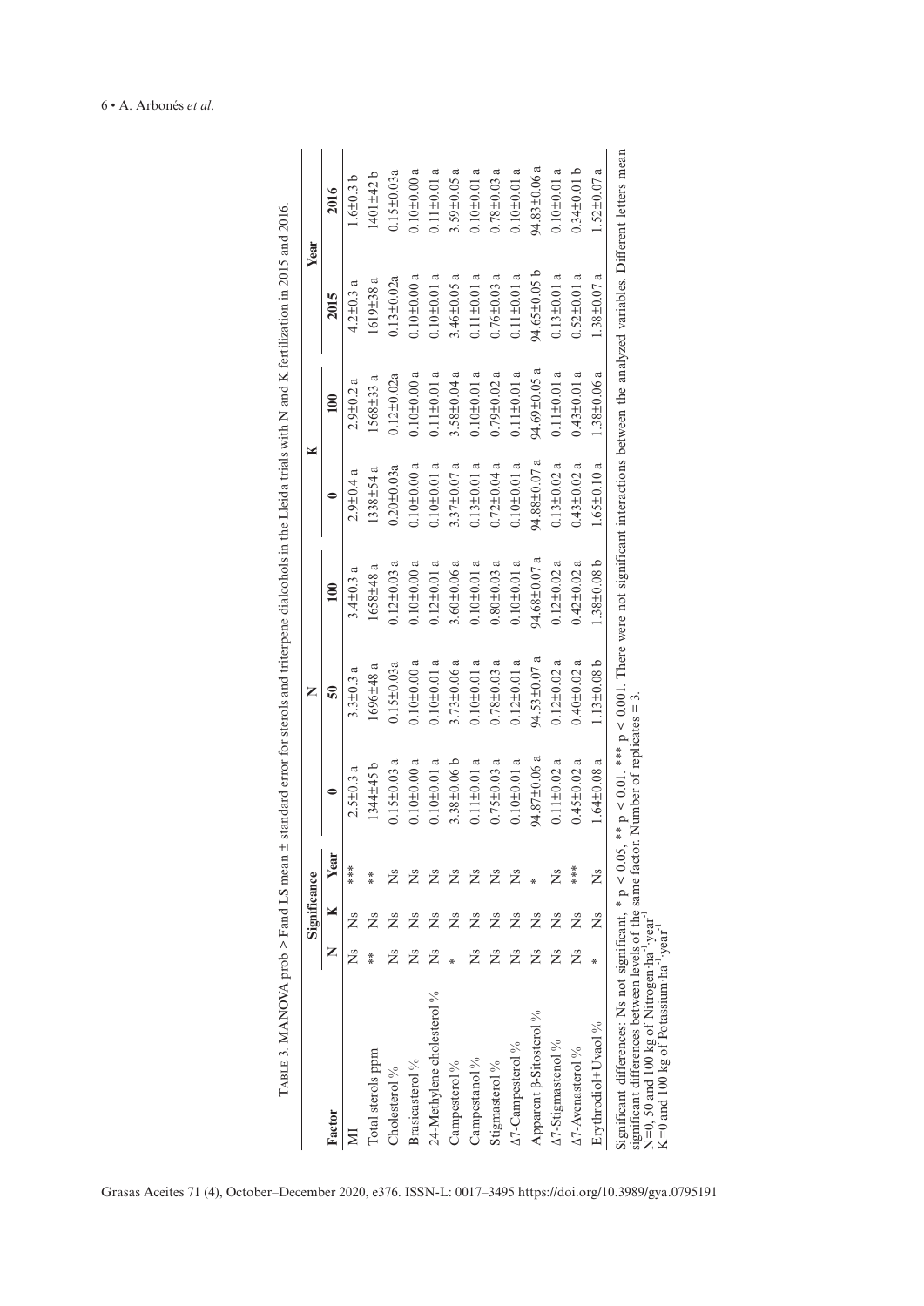Table 3. MANOVA prob > Fand LS mean ± standard error for sterols and triterpene dialcohols in the Lleida trials with N and K fertilization in 2015 and 2016.

| Factor | Significance | | | N | | | K | | Year | |
|---|---|---|---|---|---|---|---|---|---|---|
| | N | K | Year | 0 | 50 | 100 | 0 | 100 | 2015 | 2016 |
| MI | Ns | Ns | *** | 2.5±0.3 a | 3.3±0.3 a | 3.4±0.3 a | 2.9±0.4 a | 2.9±0.2 a | 4.2±0.3 a | 1.6±0.3 b |
| Total sterols ppm | ** | Ns | ** | 1344±45 b | 1696±48 a | 1658±48 a | 1338±54 a | 1568±33 a | 1619±38 a | 1401±42 b |
| Cholesterol % | Ns | Ns | Ns | 0.15±0.03 a | 0.15±0.03a | 0.12±0.03 a | 0.20±0.03a | 0.12±0.02a | 0.13±0.02a | 0.15±0.03a |
| Brasicasterol % | Ns | Ns | Ns | 0.10±0.00 a | 0.10±0.00 a | 0.10±0.00 a | 0.10±0.00 a | 0.10±0.00 a | 0.10±0.00 a | 0.10±0.00 a |
| 24-Methylene cholesterol % | Ns | Ns | Ns | 0.10±0.01 a | 0.10±0.01 a | 0.12±0.01 a | 0.10±0.01 a | 0.11±0.01 a | 0.10±0.01 a | 0.11±0.01 a |
| Campesterol % | * | Ns | Ns | 3.38±0.06 b | 3.73±0.06 a | 3.60±0.06 a | 3.37±0.07 a | 3.58±0.04 a | 3.46±0.05 a | 3.59±0.05 a |
| Campestanol % | Ns | Ns | Ns | 0.11±0.01 a | 0.10±0.01 a | 0.10±0.01 a | 0.13±0.01 a | 0.10±0.01 a | 0.11±0.01 a | 0.10±0.01 a |
| Stigmasterol % | Ns | Ns | Ns | 0.75±0.03 a | 0.78±0.03 a | 0.80±0.03 a | 0.72±0.04 a | 0.79±0.02 a | 0.76±0.03 a | 0.78±0.03 a |
| Δ7-Campesterol % | Ns | Ns | Ns | 0.10±0.01 a | 0.12±0.01 a | 0.10±0.01 a | 0.10±0.01 a | 0.11±0.01 a | 0.11±0.01 a | 0.10±0.01 a |
| Apparent β-Sitosterol % | Ns | Ns | * | 94.87±0.06 a | 94.53±0.07 a | 94.68±0.07 a | 94.88±0.07 a | 94.69±0.05 a | 94.65±0.05 b | 94.83±0.06 a |
| Δ7-Stigmastenol % | Ns | Ns | Ns | 0.11±0.02 a | 0.12±0.02 a | 0.12±0.02 a | 0.13±0.02 a | 0.11±0.01 a | 0.13±0.01 a | 0.10±0.01 a |
| Δ7-Avenasterol % | Ns | Ns | *** | 0.45±0.02 a | 0.40±0.02 a | 0.42±0.02 a | 0.43±0.02 a | 0.43±0.01 a | 0.52±0.01 a | 0.34±0.01 b |
| Erythrodiol+Uvaol % | * | Ns | Ns | 1.64±0.08 a | 1.13±0.08 b | 1.38±0.08 b | 1.65±0.10 a | 1.38±0.06 a | 1.38±0.07 a | 1.52±0.07 a |

Significant differences: Ns not significant, * $p < 0.05$, ** $p < 0.01$, *** $p < 0.001$. There were not significant interactions between the analyzed variables. Different letters mean significant differences between levels of the same factor. Number of replicates = 3.
N=0, 50 and 100 kg of Nitrogen·ha$^{-1}$·year$^{-1}$
K=0 and 100 kg of Potassium·ha$^{-1}$·year$^{-1}$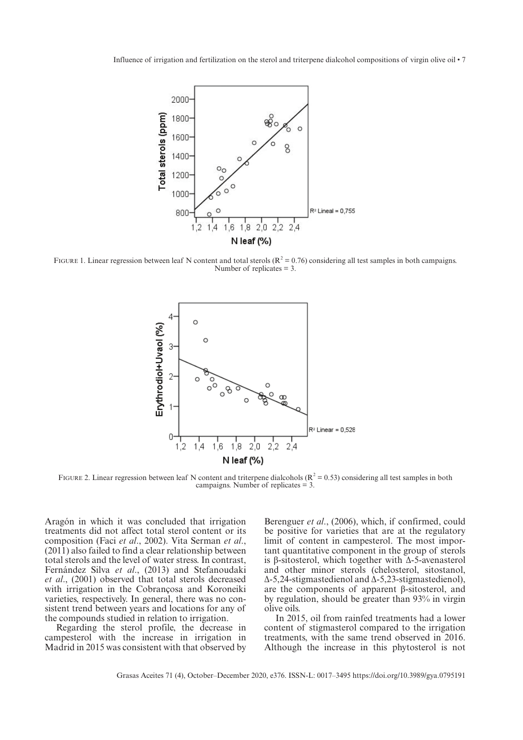FIGURE 1. Linear regression between leaf N content and total sterols ($R^2 = 0.76$) considering all test samples in both campaigns. Number of replicates = 3.

FIGURE 2. Linear regression between leaf N content and triterpene dialcohols ($R^2 = 0.53$) considering all test samples in both campaigns. Number of replicates = 3.

Aragón in which it was concluded that irrigation treatments did not affect total sterol content or its composition (Faci *et al*., 2002). Vita Serman *et al*., (2011) also failed to find a clear relationship between total sterols and the level of water stress. In contrast, Fernández Silva *et al*., (2013) and Stefanoudaki *et al*., (2001) observed that total sterols decreased with irrigation in the Cobrançosa and Koroneiki varieties, respectively. In general, there was no consistent trend between years and locations for any of the compounds studied in relation to irrigation.

Regarding the sterol profile, the decrease in campesterol with the increase in irrigation in Madrid in 2015 was consistent with that observed by Berenguer *et al*., (2006), which, if confirmed, could be positive for varieties that are at the regulatory limit of content in campesterol. The most important quantitative component in the group of sterols is β-sitosterol, which together with Δ-5-avenasterol and other minor sterols (chelosterol, sitostanol, Δ-5,24-stigmastedienol and Δ-5,23-stigmastedienol), are the components of apparent β-sitosterol, and by regulation, should be greater than 93% in virgin olive oils.

In 2015, oil from rainfed treatments had a lower content of stigmasterol compared to the irrigation treatments, with the same trend observed in 2016. Although the increase in this phytosterol is not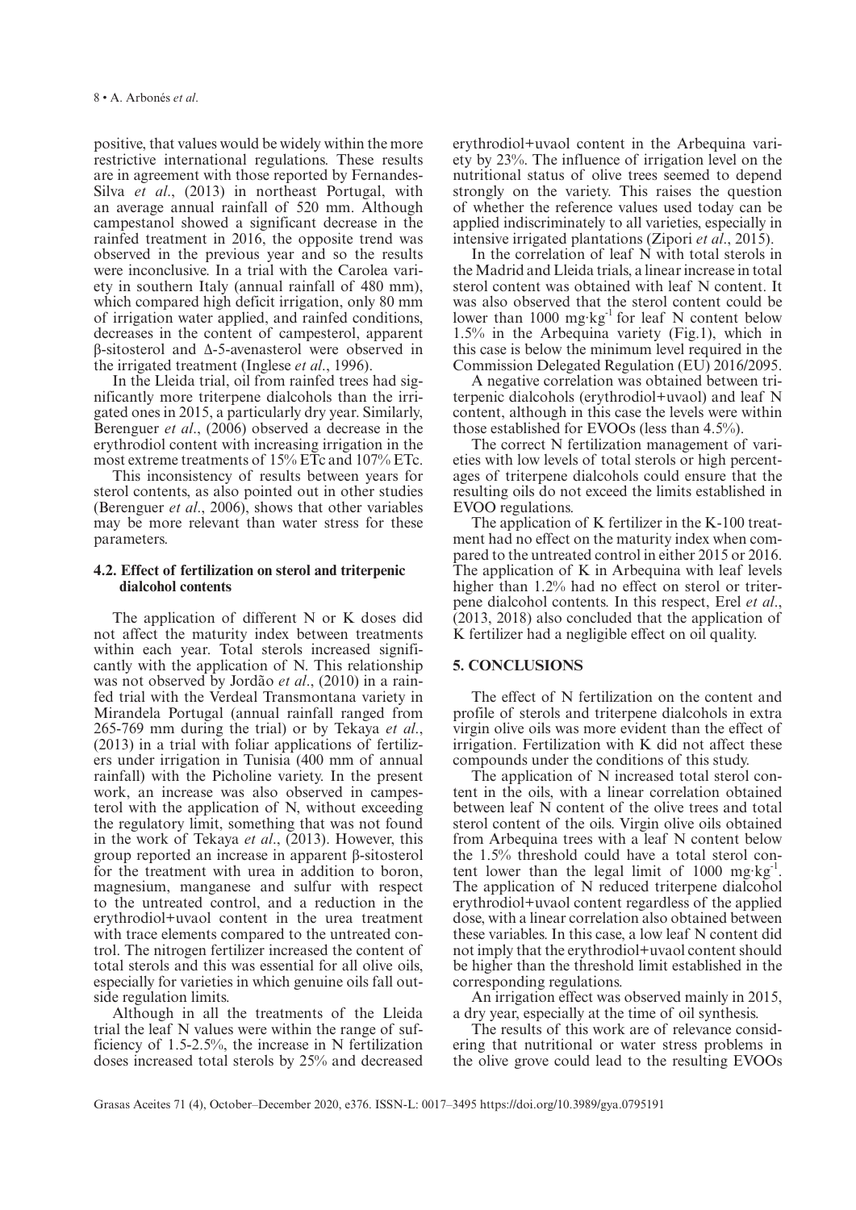positive, that values would be widely within the more restrictive international regulations. These results are in agreement with those reported by Fernandes-Silva *et al*., (2013) in northeast Portugal, with an average annual rainfall of 520 mm. Although campestanol showed a significant decrease in the rainfed treatment in 2016, the opposite trend was observed in the previous year and so the results were inconclusive. In a trial with the Carolea variety in southern Italy (annual rainfall of 480 mm), which compared high deficit irrigation, only 80 mm of irrigation water applied, and rainfed conditions, decreases in the content of campesterol, apparent β-sitosterol and Δ-5-avenasterol were observed in the irrigated treatment (Inglese *et al*., 1996).

In the Lleida trial, oil from rainfed trees had significantly more triterpene dialcohols than the irrigated ones in 2015, a particularly dry year. Similarly, Berenguer *et al*., (2006) observed a decrease in the erythrodiol content with increasing irrigation in the most extreme treatments of 15% ETc and 107% ETc.

This inconsistency of results between years for sterol contents, as also pointed out in other studies (Berenguer *et al*., 2006), shows that other variables may be more relevant than water stress for these parameters.

### 4.2. Effect of fertilization on sterol and triterpenic dialcohol contents

The application of different N or K doses did not affect the maturity index between treatments within each year. Total sterols increased significantly with the application of N. This relationship was not observed by Jordão *et al*., (2010) in a rainfed trial with the Verdeal Transmontana variety in Mirandela Portugal (annual rainfall ranged from 265-769 mm during the trial) or by Tekaya *et al*., (2013) in a trial with foliar applications of fertilizers under irrigation in Tunisia (400 mm of annual rainfall) with the Picholine variety. In the present work, an increase was also observed in campesterol with the application of N, without exceeding the regulatory limit, something that was not found in the work of Tekaya *et al*., (2013). However, this group reported an increase in apparent β-sitosterol for the treatment with urea in addition to boron, magnesium, manganese and sulfur with respect to the untreated control, and a reduction in the erythrodiol+uvaol content in the urea treatment with trace elements compared to the untreated control. The nitrogen fertilizer increased the content of total sterols and this was essential for all olive oils, especially for varieties in which genuine oils fall outside regulation limits.

Although in all the treatments of the Lleida trial the leaf N values were within the range of sufficiency of 1.5-2.5%, the increase in N fertilization doses increased total sterols by 25% and decreased erythrodiol+uvaol content in the Arbequina variety by 23%. The influence of irrigation level on the nutritional status of olive trees seemed to depend strongly on the variety. This raises the question of whether the reference values used today can be applied indiscriminately to all varieties, especially in intensive irrigated plantations (Zipori *et al*., 2015).

In the correlation of leaf N with total sterols in the Madrid and Lleida trials, a linear increase in total sterol content was obtained with leaf N content. It was also observed that the sterol content could be lower than 1000 mg·kg$^{-1}$ for leaf N content below 1.5% in the Arbequina variety (Fig.1), which in this case is below the minimum level required in the Commission Delegated Regulation (EU) 2016/2095.

A negative correlation was obtained between triterpenic dialcohols (erythrodiol+uvaol) and leaf N content, although in this case the levels were within those established for EVOOs (less than 4.5%).

The correct N fertilization management of varieties with low levels of total sterols or high percentages of triterpene dialcohols could ensure that the resulting oils do not exceed the limits established in EVOO regulations.

The application of K fertilizer in the K-100 treatment had no effect on the maturity index when compared to the untreated control in either 2015 or 2016. The application of K in Arbequina with leaf levels higher than 1.2% had no effect on sterol or triterpene dialcohol contents. In this respect, Erel *et al*., (2013, 2018) also concluded that the application of K fertilizer had a negligible effect on oil quality.

## 5. CONCLUSIONS

The effect of N fertilization on the content and profile of sterols and triterpene dialcohols in extra virgin olive oils was more evident than the effect of irrigation. Fertilization with K did not affect these compounds under the conditions of this study.

The application of N increased total sterol content in the oils, with a linear correlation obtained between leaf N content of the olive trees and total sterol content of the oils. Virgin olive oils obtained from Arbequina trees with a leaf N content below the 1.5% threshold could have a total sterol content lower than the legal limit of 1000 mg·kg$^{-1}$. The application of N reduced triterpene dialcohol erythrodiol+uvaol content regardless of the applied dose, with a linear correlation also obtained between these variables. In this case, a low leaf N content did not imply that the erythrodiol+uvaol content should be higher than the threshold limit established in the corresponding regulations.

An irrigation effect was observed mainly in 2015, a dry year, especially at the time of oil synthesis.

The results of this work are of relevance considering that nutritional or water stress problems in the olive grove could lead to the resulting EVOOs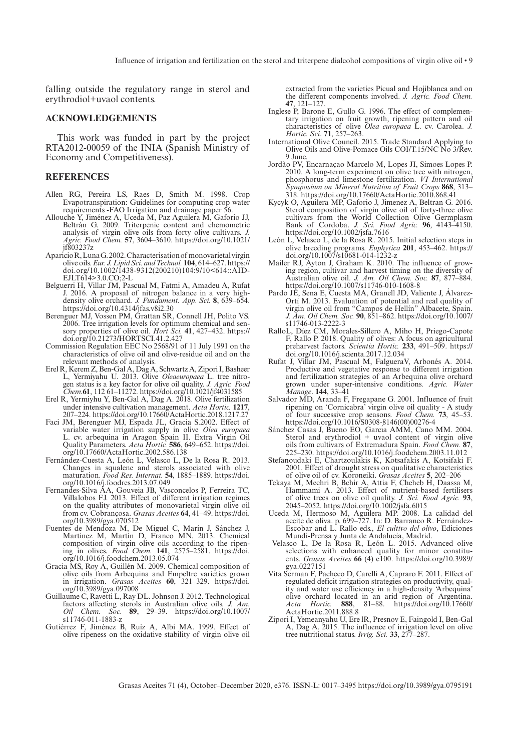falling outside the regulatory range in sterol and erythrodiol+uvaol contents.

## ACKNOWLEDGEMENTS

This work was funded in part by the project RTA2012-00059 of the INIA (Spanish Ministry of Economy and Competitiveness).

## REFERENCES

Allen RG, Pereira LS, Raes D, Smith M. 1998. Crop Evapotranspiration: Guidelines for computing crop water requirements -FAO Irrigation and drainage paper 56.

Allouche Y, Jiménez A, Uceda M, Paz Aguilera M, Gaforio JJ, Beltrán G. 2009. Triterpenic content and chemometric analysis of virgin olive oils from forty olive cultivars. *J. Agric. Food Chem.* **57**, 3604–3610. https://doi.org/10.1021/jf803237z

Aparicio R, Luna G. 2002. Characterisation of monovarietal virgin olive oils. *Eur. J. Lipid Sci. and Technol.* **104**, 614–627. https://doi.org/10.1002/1438-9312(200210)104:9/10<614::AID-EJLT614>3.0.CO;2-L

Belguerri H, Villar JM, Pascual M, Fatmi A, Amadeu A, Rufat J. 2016. A proposal of nitrogen balance in a very high-density olive orchard. *J. Fundament. App. Sci.* **8**, 639–654. https://doi.org/10.4314/jfas.v8i2.30

Berenguer MJ, Vossen PM, Grattan SR, Connell JH, Polito VS. 2006. Tree irrigation levels for optimum chemical and sensory properties of olive oil. *Hort Sci.* **41**, 427–432. https://doi.org/10.21273/HORTSCI.41.2.427

Commission Regulation EEC No 2568/91 of 11 July 1991 on the characteristics of olive oil and olive-residue oil and on the relevant methods of analysis.

Erel R, Kerem Z, Ben-Gal A, Dag A, Schwartz A, Zipori I, Basheer L, Yermiyahu U. 2013. Olive *Oleaeuropaea* L. tree nitrogen status is a key factor for olive oil quality. *J. Agric. Food Chem.***61**, 112 61–11272. https://doi.org/10.1021/jf4031585

Erel R, Yermiyhu Y, Ben-Gal A, Dag A. 2018. Olive fertilization under intensive cultivation management. *Acta Hortic.* **1217**, 207–224. https://doi.org/10.17660/ActaHortic.2018.1217.27

Faci JM, Berenguer MJ, Espada JL, Gracia S.2002. Effect of variable water irrigation supply in olive *Olea europaea* L. cv. arbequina in Aragon Spain II. Extra Virgin Oil Quality Parameters. *Acta Hortic.* **586**, 649–652. https://doi.org/10.17660/ActaHortic.2002.586.138

Fernández-Cuesta A, León L, Velasco L, De la Rosa R. 2013. Changes in squalene and sterols associated with olive maturation. *Food Res. Internat.* **54**, 1885–1889. https://doi.org/10.1016/j.foodres.2013.07.049

Fernandes-Silva AA, Gouveia JB, Vasconcelos P, Ferreira TC, Villalobos FJ. 2013. Effect of different irrigation regimes on the quality attributes of monovarietal virgin olive oil from cv. Cobrançosa. *Grasas Aceites* **64**, 41–49. https://doi.org/10.3989/gya.070512

Fuentes de Mendoza M, De Miguel C, Marín J, Sánchez J, Martínez M, Martín D, Franco MN. 2013. Chemical composition of virgin olive oils according to the ripening in olives. *Food Chem.* **141**, 2575–2581. https://doi.org/10.1016/j.foodchem.2013.05.074

Gracia MS, Roy A, Guillén M. 2009. Chemical composition of olive oils from Arbequina and Empeltre varieties grown in irrigation. *Grasas Aceites* **60**, 321–329. https://doi.org/10.3989/gya.097008

Guillaume C, Ravetti L, Ray DL. Johnson J. 2012. Technological factors affecting sterols in Australian olive oils. *J. Am. Oil Chem. Soc.* **89**, 29–39. https://doi.org/10.1007/s11746-011-1883-z

Gutiérrez F, Jiménez B, Ruíz A, Albi MA. 1999. Effect of olive ripeness on the oxidative stability of virgin olive oil extracted from the varieties Picual and Hojiblanca and on the different components involved. *J. Agric. Food Chem.* **47**, 121–127.

Inglese P, Barone E, Gullo G. 1996. The effect of complementary irrigation on fruit growth, ripening pattern and oil characteristics of olive *Olea europaea* L. cv. Carolea. *J. Hortic. Sci*. **71**, 257–263.

International Olive Council. 2015. Trade Standard Applying to Olive Oils and Olive-Pomace Oils COI/T.15/NC No 3/Rev. 9 June.

Jordão PV, Encarnaçao Marcelo M, Lopes JI, Simoes Lopes P. 2010. A long-term experiment on olive tree with nitrogen, phosphorus and limestone fertilization. *VI International Symposium on Mineral Nutrition of Fruit Crops* **868**, 313–318. https://doi.org/10.17660/ActaHortic.2010.868.41

Kycyk O, Aguilera MP, Gaforio J, Jimenez A, Beltran G. 2016. Sterol composition of virgin olive oil of forty-three olive cultivars from the World Collection Olive Germplasm Bank of Cordoba. *J. Sci. Food Agric.* **96**, 4143–4150. https://doi.org/10.1002/jsfa.7616

León L, Velasco L, de la Rosa R. 2015. Initial selection steps in olive breeding programs. *Euphytica* **201**, 453–462. https://doi.org/10.1007/s10681-014-1232-z

Mailer RJ, Ayton J, Graham K. 2010. The influence of growing region, cultivar and harvest timing on the diversity of Australian olive oil. *J. Am. Oil Chem. Soc.* **87**, 877–884. https://doi.org/10.1007/s11746-010-1608-8

Pardo JE, Sena E, Cuesta MA, Granell JD, Valiente J, Álvarez-Ortí M. 2013. Evaluation of potential and real quality of virgin olive oil from "Campos de Hellín" Albacete, Spain. *J. Am. Oil Chem. Soc.* **90**, 851–862. https://doi.org/10.1007/s11746-013-2222-3

RalloL, Díez CM, Morales-Sillero A, Miho H, Priego-Capote F, Rallo P. 2018. Quality of olives: A focus on agricultural preharvest factors. *Scientia Hortic.* **233**, 491–509. https://doi.org/10.1016/j.scienta.2017.12.034

Rufat J, Villar JM, Pascual M, FalgueraV, Arbonés A. 2014. Productive and vegetative response to different irrigation and fertilization strategies of an Arbequina olive orchard grown under super-intensive conditions. *Agric. Water Manage*. **144**, 33–41

Salvador MD, Aranda F, Fregapane G. 2001. Influence of fruit ripening on 'Cornicabra' virgin olive oil quality - A study of four successive crop seasons. *Food Chem.* **73**, 45–53. https://doi.org/10.1016/S0308-8146(00)00276-4

Sánchez Casas J, Bueno EO, Garcia AMM, Cano MM. 2004. Sterol and erythrodiol + uvaol content of virgin olive oils from cultivars of Extremadura Spain. *Food Chem.* **87**, 225–230. https://doi.org/10.1016/j.foodchem.2003.11.012

Stefanoudaki E, Chartzoulakis K, Kotsafakis A, Kotsifaki F. 2001. Effect of drought stress on qualitative characteristics of olive oil of cv. Koroneiki. *Grasas Aceites* **5**, 202–206

Tekaya M, Mechri B, Bchir A, Attia F, Cheheb H, Daassa M, Hammami A. 2013. Effect of nutrient-based fertilisers of olive trees on olive oil quality. *J. Sci. Food Agric.* **93**, 2045–2052. https://doi.org/10.1002/jsfa.6015

Uceda M, Hermoso M, Aguilera MP. 2008. La calidad del aceite de oliva. p. 699–727. In: D. Barranco R. Fernández-Escobar and L. Rallo eds., *El cultivo del olivo*, Ediciones Mundi-Prensa y Junta de Andalucía, Madrid.

Velasco L, De la Rosa R, León L. 2015. Advanced olive selections with enhanced quality for minor constituents. *Grasas Aceites* **66** (4) e100. https://doi.org/10.3989/gya.0227151

Vita Serman F, Pacheco D, Carelli A, Capraro F. 2011. Effect of regulated deficit irrigation strategies on productivity, quality and water use efficiency in a high-density 'Arbequina' olive orchard located in an arid region of Argentina. *Acta Hortic.* **888**, 81–88. https://doi.org/10.17660/ActaHortic.2011.888.8

Zipori I, Yemeanyahu U, Ere lR, Presnov E, Faingold I, Ben-Gal A, Dag A. 2015. The influence of irrigation level on olive tree nutritional status. *Irrig. Sci.* **33**, 277–287.